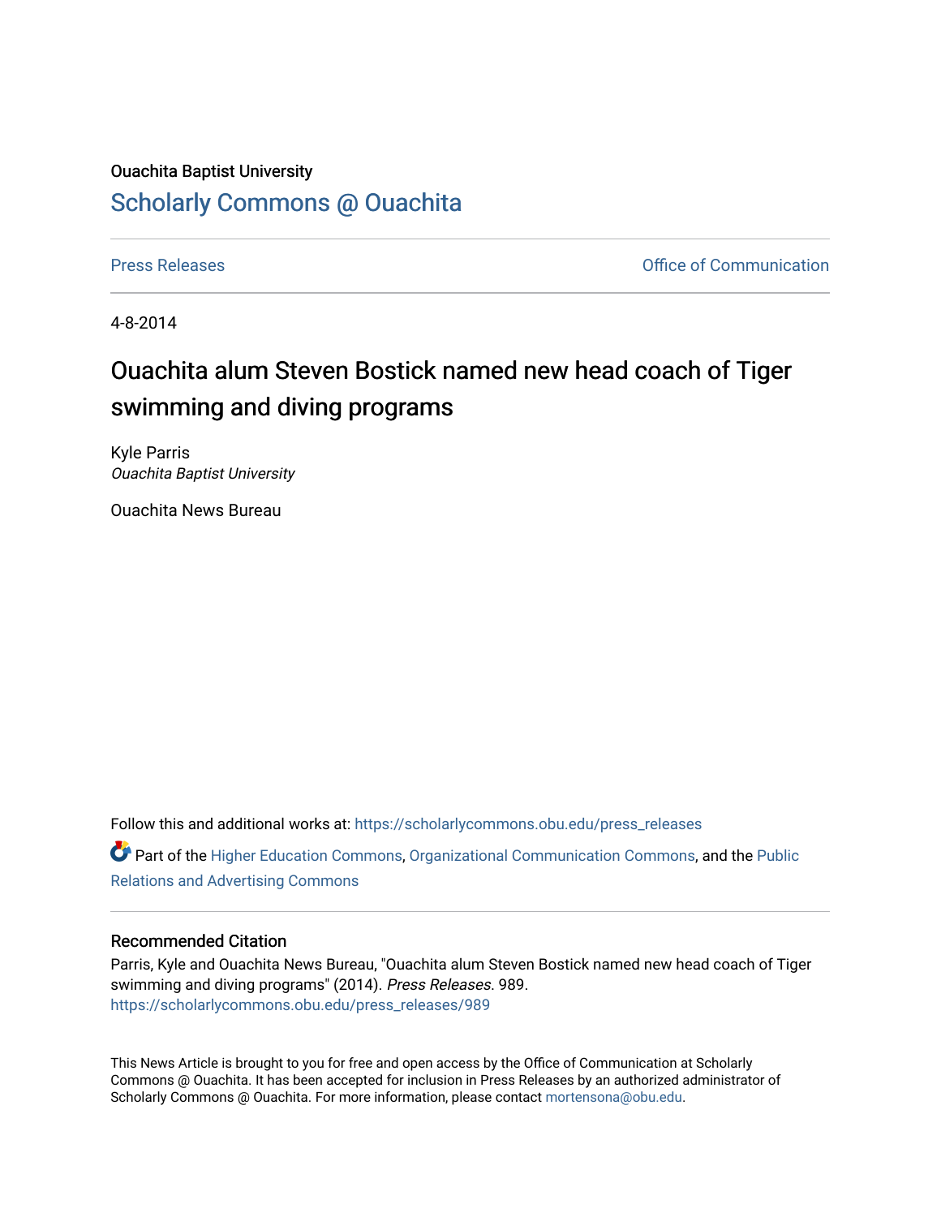Ouachita Baptist University

## Scholarly Commons @ Ouachita

Press Releases

Office of Communication

4-8-2014

# Ouachita alum Steven Bostick named new head coach of Tiger swimming and diving programs

Kyle Parris
*Ouachita Baptist University*

Ouachita News Bureau

Follow this and additional works at: https://scholarlycommons.obu.edu/press_releases

Part of the Higher Education Commons, Organizational Communication Commons, and the Public Relations and Advertising Commons

### Recommended Citation

Parris, Kyle and Ouachita News Bureau, "Ouachita alum Steven Bostick named new head coach of Tiger swimming and diving programs" (2014). *Press Releases*. 989.
https://scholarlycommons.obu.edu/press_releases/989

This News Article is brought to you for free and open access by the Office of Communication at Scholarly Commons @ Ouachita. It has been accepted for inclusion in Press Releases by an authorized administrator of Scholarly Commons @ Ouachita. For more information, please contact mortensona@obu.edu.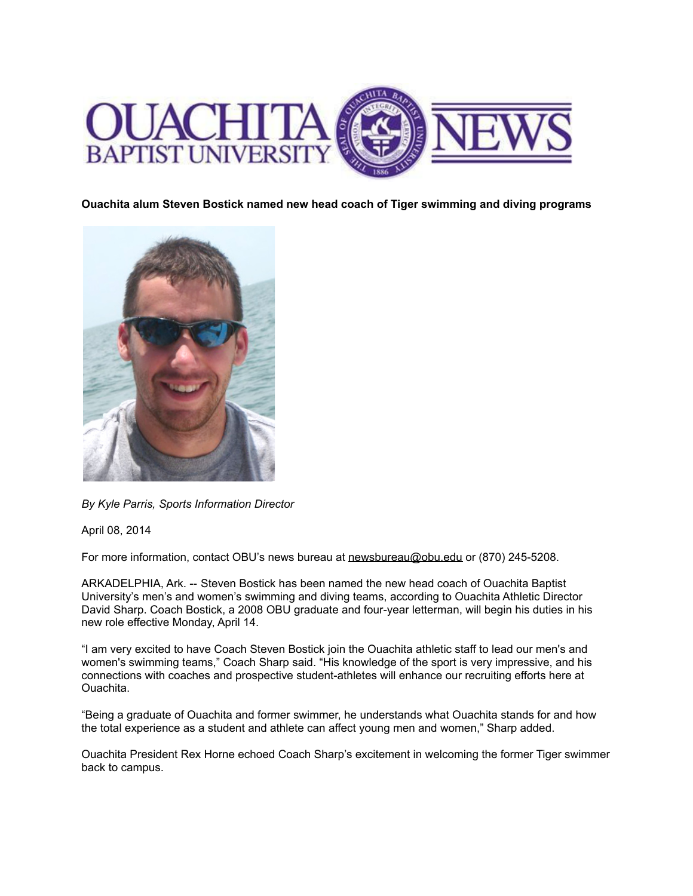# OUACHITA BAPTIST UNIVERSITY NEWS

**Ouachita alum Steven Bostick named new head coach of Tiger swimming and diving programs**

*By Kyle Parris, Sports Information Director*

April 08, 2014

For more information, contact OBU's news bureau at newsbureau@obu.edu or (870) 245-5208.

ARKADELPHIA, Ark. -- Steven Bostick has been named the new head coach of Ouachita Baptist University's men's and women's swimming and diving teams, according to Ouachita Athletic Director David Sharp. Coach Bostick, a 2008 OBU graduate and four-year letterman, will begin his duties in his new role effective Monday, April 14.

"I am very excited to have Coach Steven Bostick join the Ouachita athletic staff to lead our men's and women's swimming teams," Coach Sharp said. "His knowledge of the sport is very impressive, and his connections with coaches and prospective student-athletes will enhance our recruiting efforts here at Ouachita.

"Being a graduate of Ouachita and former swimmer, he understands what Ouachita stands for and how the total experience as a student and athlete can affect young men and women," Sharp added.

Ouachita President Rex Horne echoed Coach Sharp's excitement in welcoming the former Tiger swimmer back to campus.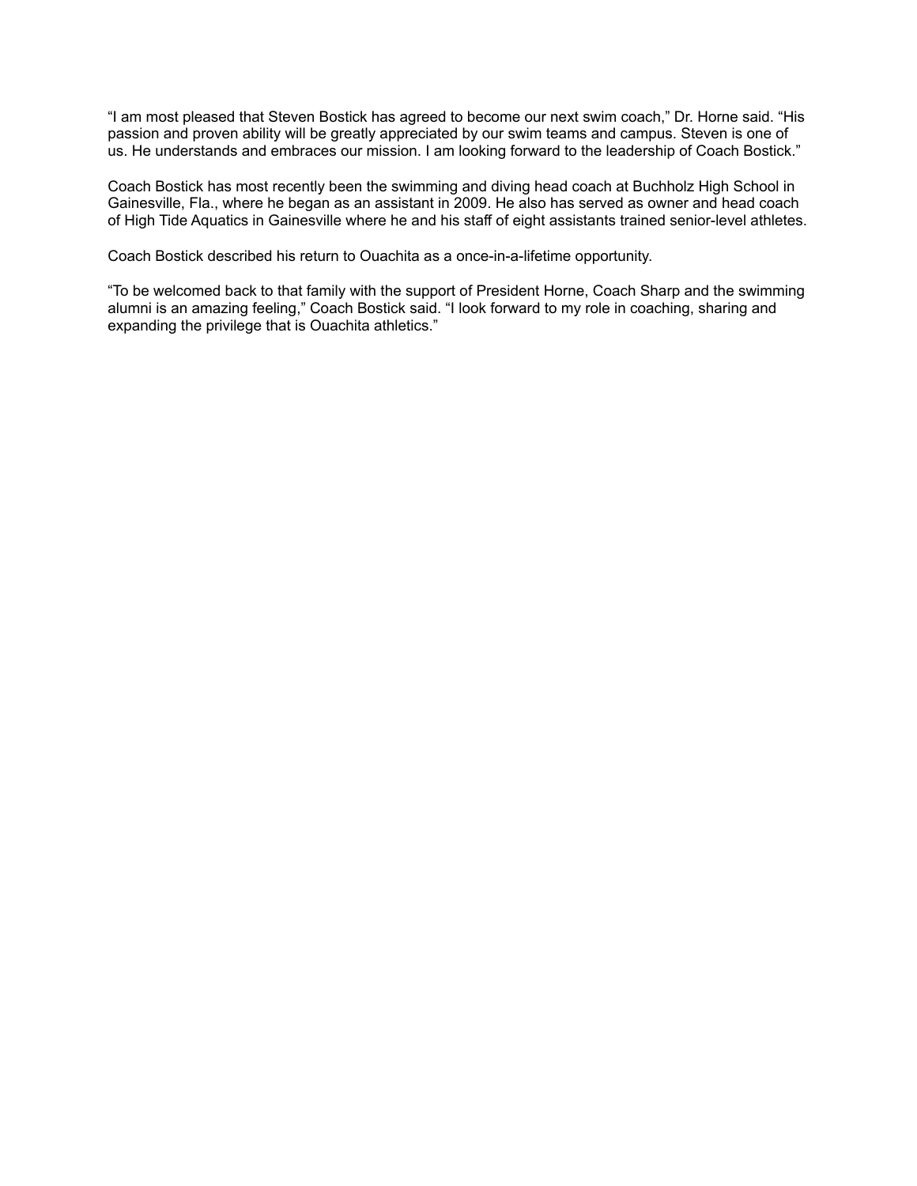"I am most pleased that Steven Bostick has agreed to become our next swim coach," Dr. Horne said. "His passion and proven ability will be greatly appreciated by our swim teams and campus. Steven is one of us. He understands and embraces our mission. I am looking forward to the leadership of Coach Bostick."

Coach Bostick has most recently been the swimming and diving head coach at Buchholz High School in Gainesville, Fla., where he began as an assistant in 2009. He also has served as owner and head coach of High Tide Aquatics in Gainesville where he and his staff of eight assistants trained senior-level athletes.

Coach Bostick described his return to Ouachita as a once-in-a-lifetime opportunity.

"To be welcomed back to that family with the support of President Horne, Coach Sharp and the swimming alumni is an amazing feeling," Coach Bostick said. "I look forward to my role in coaching, sharing and expanding the privilege that is Ouachita athletics."